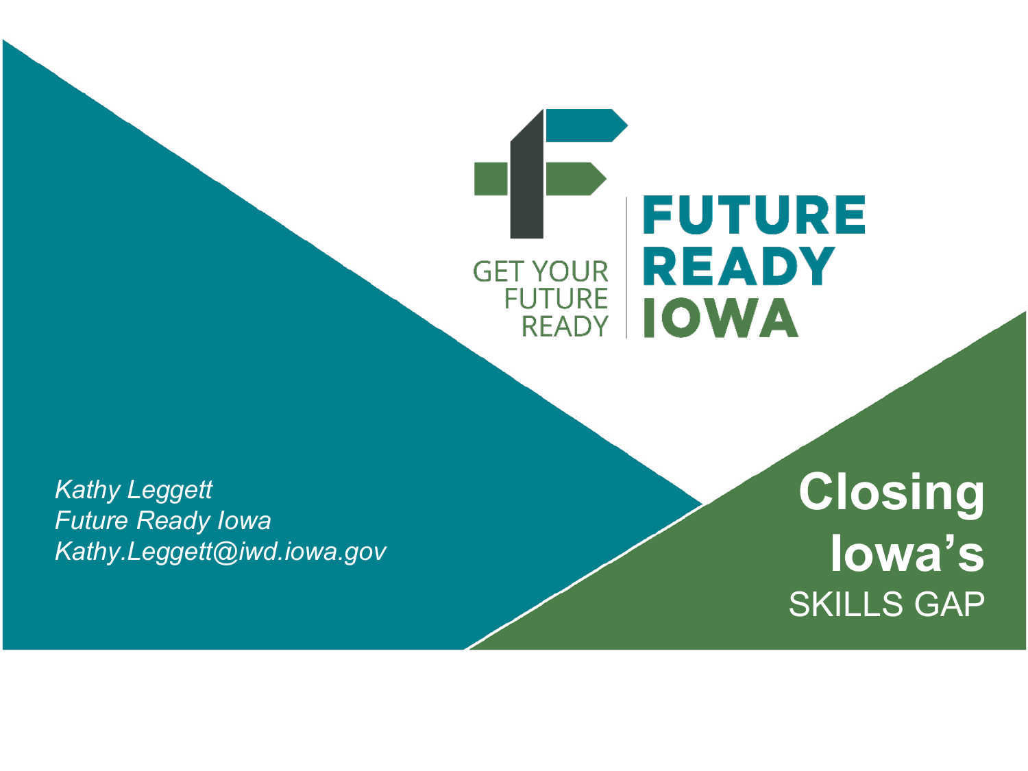GET YOUR FUTURE READY

**FUTURE READY IOWA**

# Closing Iowa's SKILLS GAP

*Kathy Leggett*
*Future Ready Iowa*
*Kathy.Leggett@iwd.iowa.gov*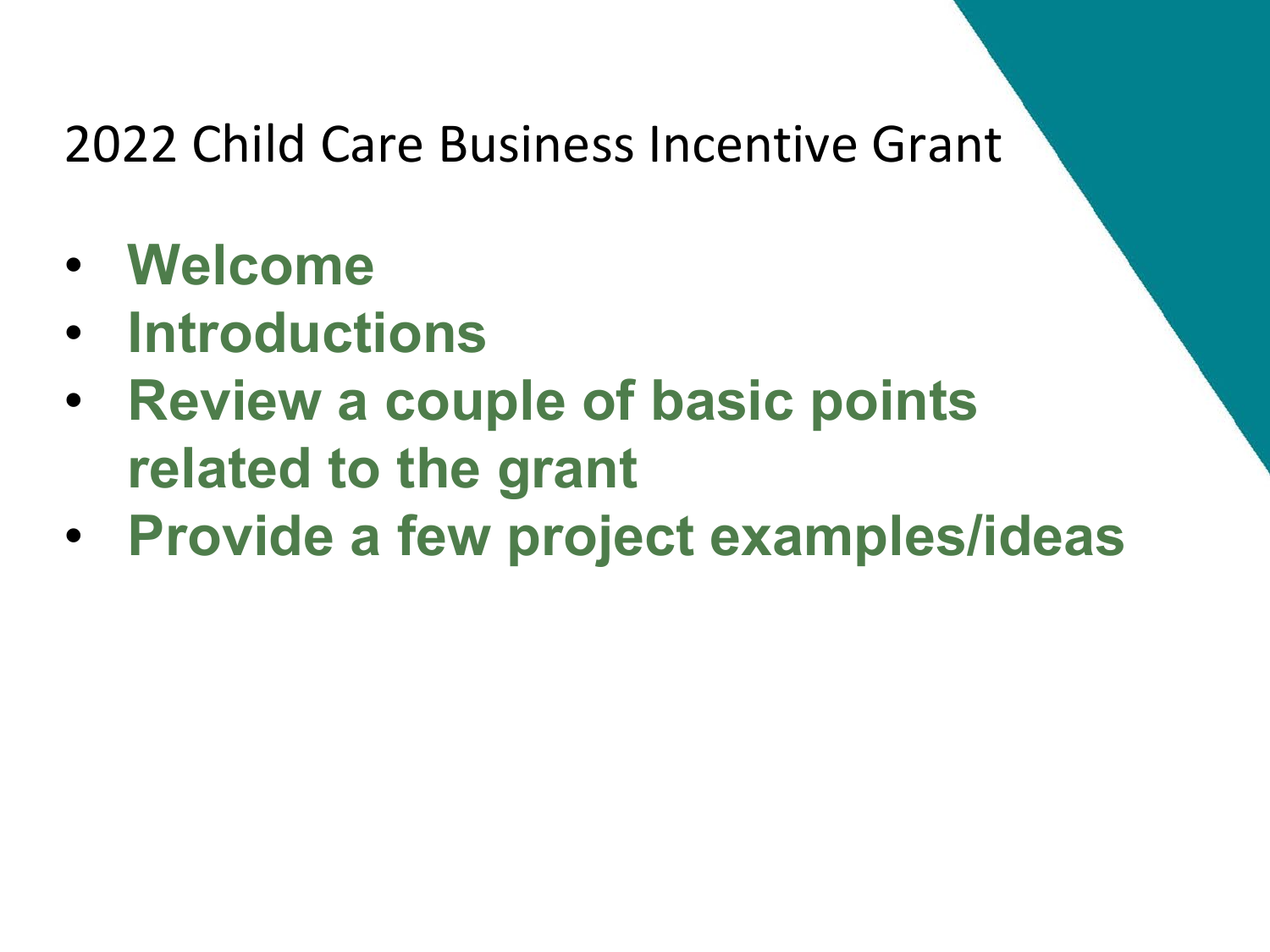# 2022 Child Care Business Incentive Grant

- **Welcome**
- **Introductions**
- **Review a couple of basic points related to the grant**
- **Provide a few project examples/ideas**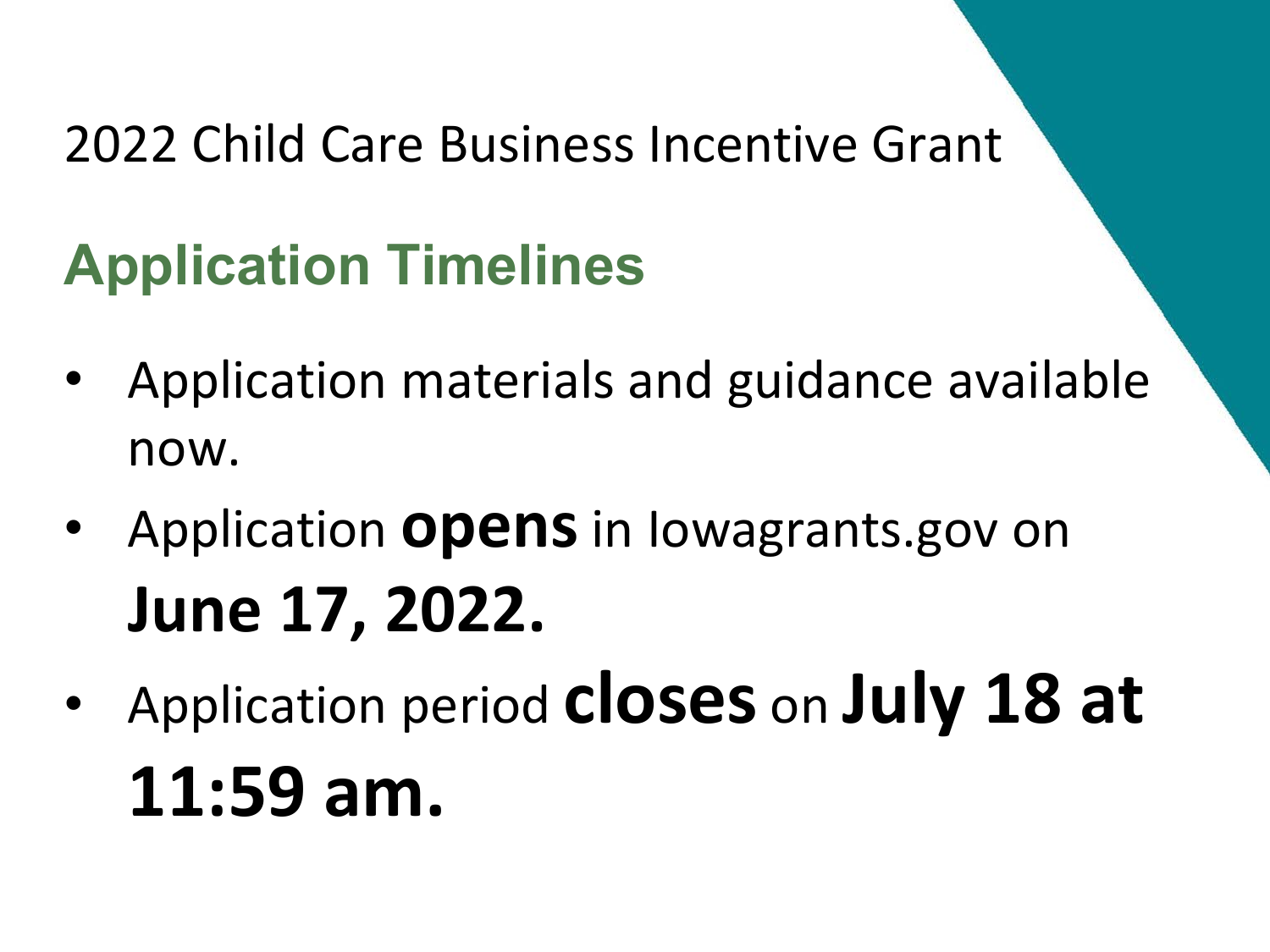2022 Child Care Business Incentive Grant

## Application Timelines

- Application materials and guidance available now.
- Application **opens** in Iowagrants.gov on **June 17, 2022.**
- Application period **closes** on **July 18 at 11:59 am.**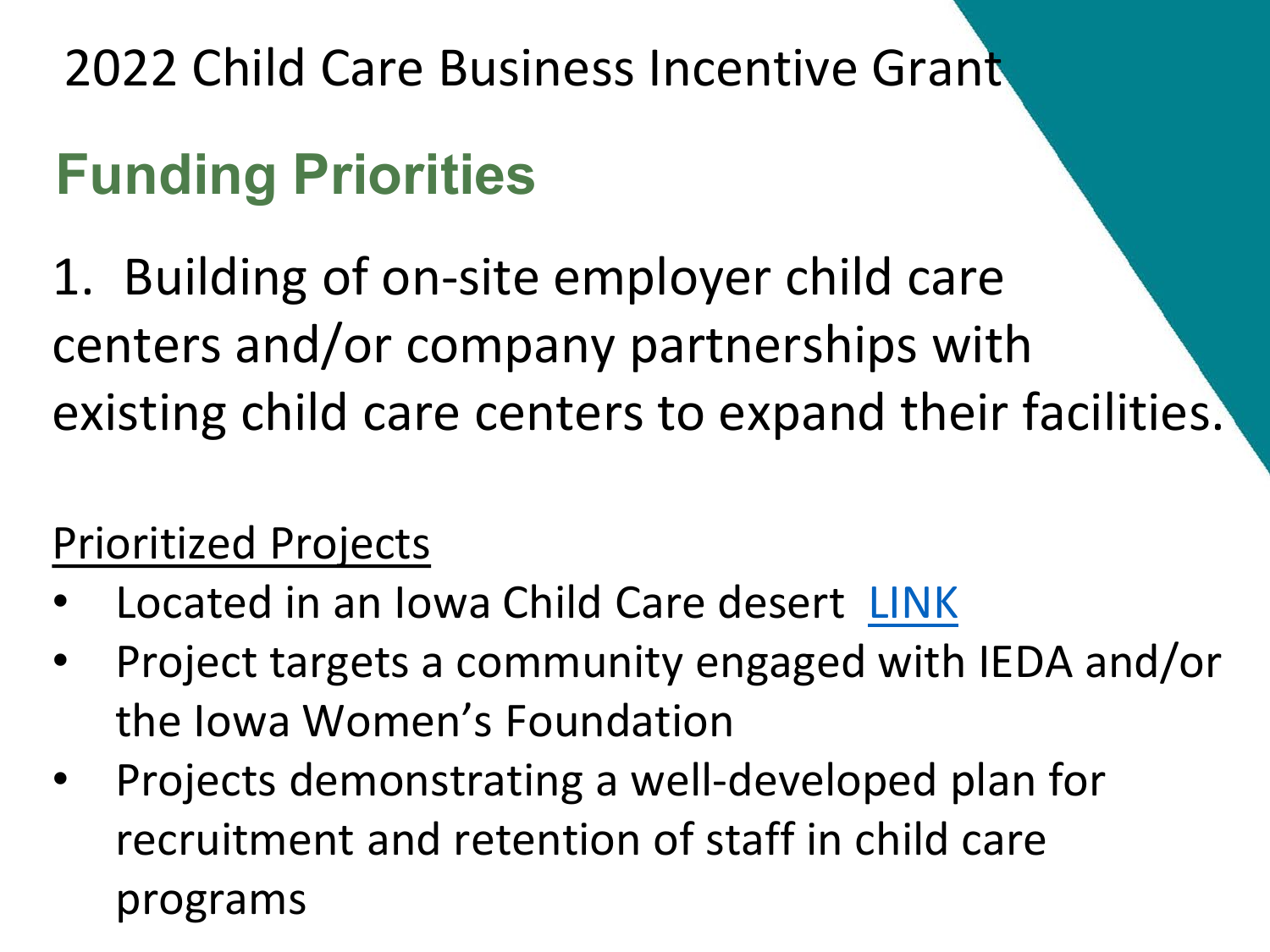2022 Child Care Business Incentive Grant

## Funding Priorities

1. Building of on-site employer child care centers and/or company partnerships with existing child care centers to expand their facilities.

Prioritized Projects

- Located in an Iowa Child Care desert LINK
- Project targets a community engaged with IEDA and/or the Iowa Women's Foundation
- Projects demonstrating a well-developed plan for recruitment and retention of staff in child care programs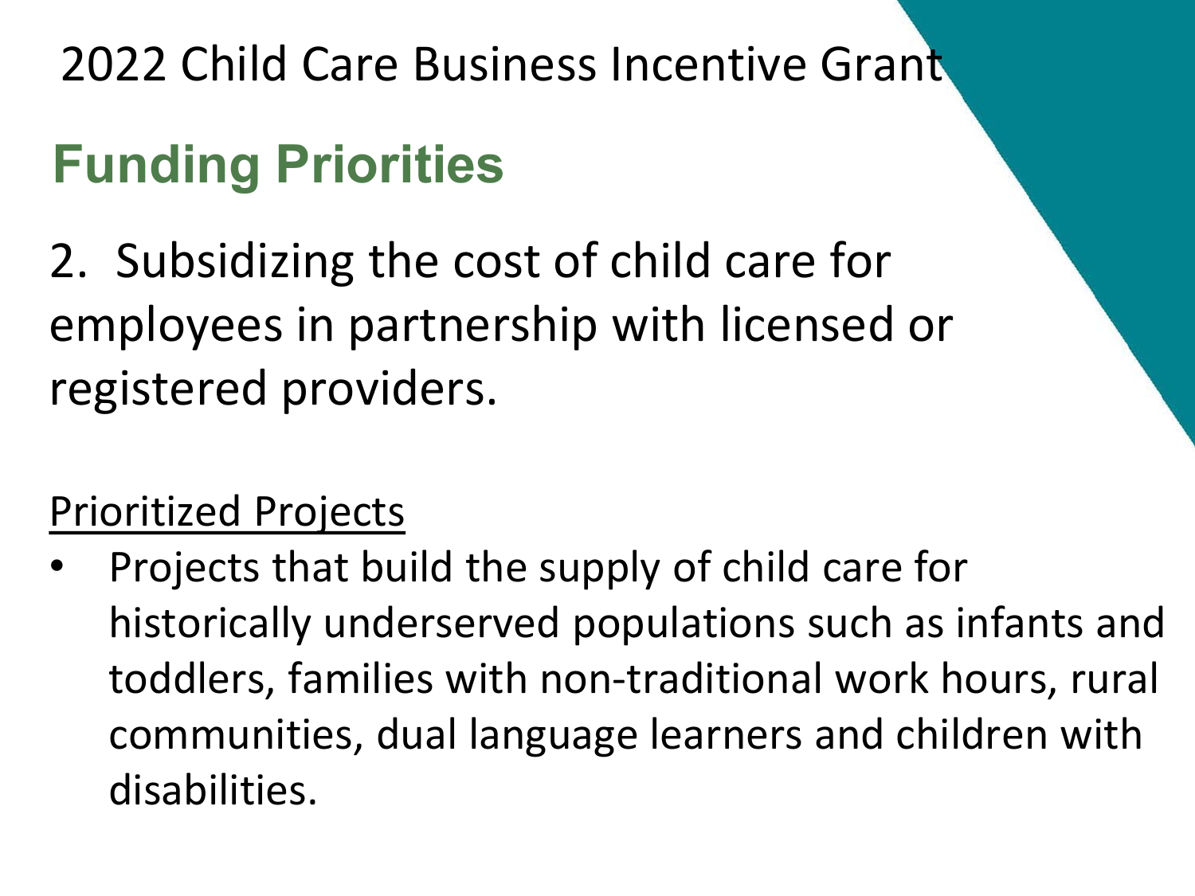2022 Child Care Business Incentive Grant

## Funding Priorities

2. Subsidizing the cost of child care for employees in partnership with licensed or registered providers.

Prioritized Projects

- Projects that build the supply of child care for historically underserved populations such as infants and toddlers, families with non-traditional work hours, rural communities, dual language learners and children with disabilities.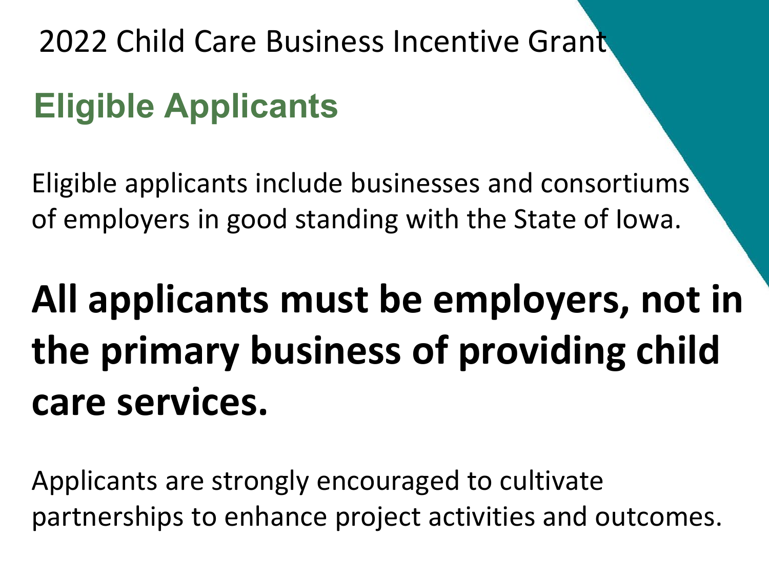2022 Child Care Business Incentive Grant

## Eligible Applicants

Eligible applicants include businesses and consortiums of employers in good standing with the State of Iowa.

**All applicants must be employers, not in the primary business of providing child care services.**

Applicants are strongly encouraged to cultivate partnerships to enhance project activities and outcomes.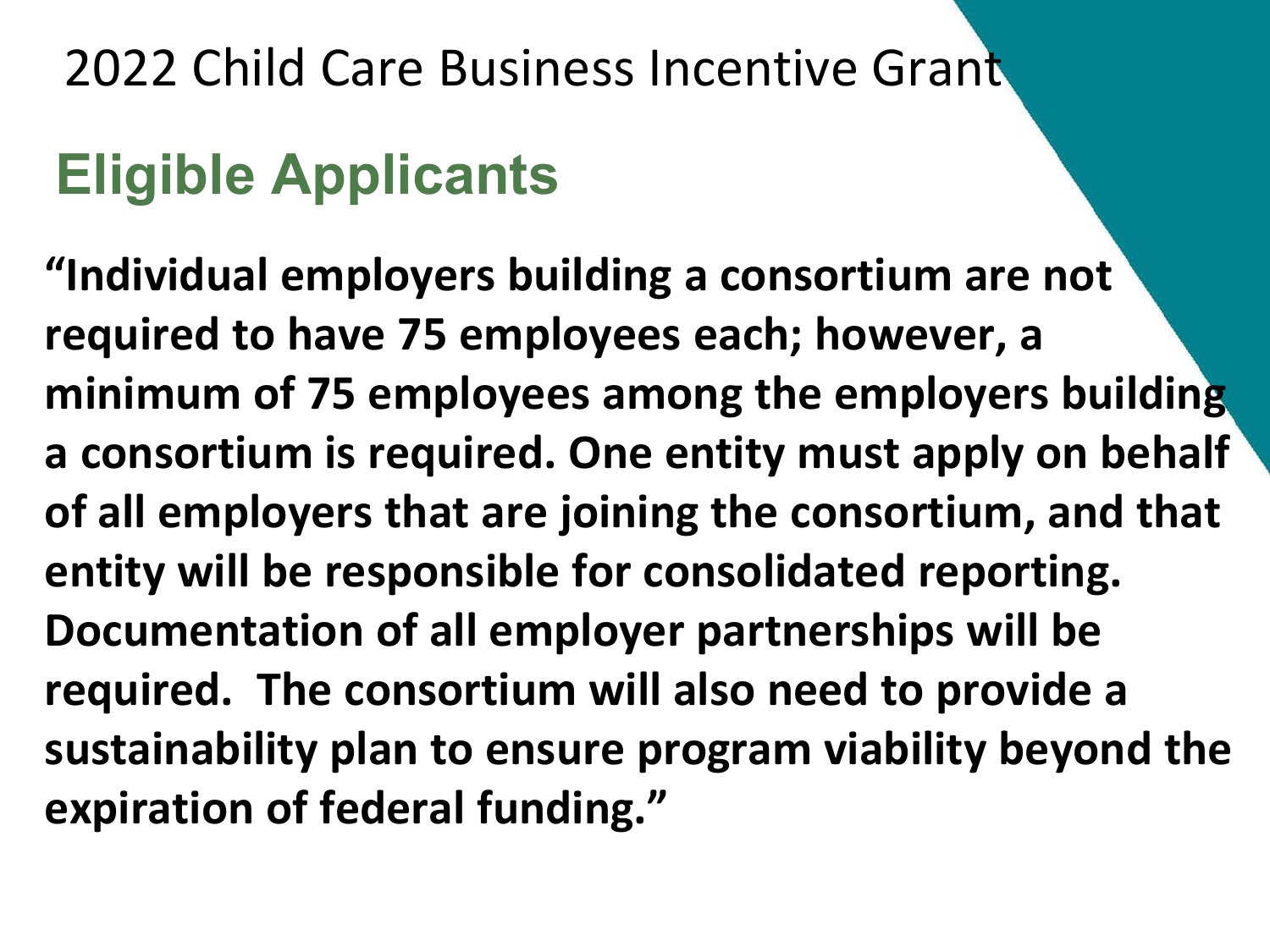2022 Child Care Business Incentive Grant

## Eligible Applicants

**"Individual employers building a consortium are not required to have 75 employees each; however, a minimum of 75 employees among the employers building a consortium is required. One entity must apply on behalf of all employers that are joining the consortium, and that entity will be responsible for consolidated reporting. Documentation of all employer partnerships will be required. The consortium will also need to provide a sustainability plan to ensure program viability beyond the expiration of federal funding."**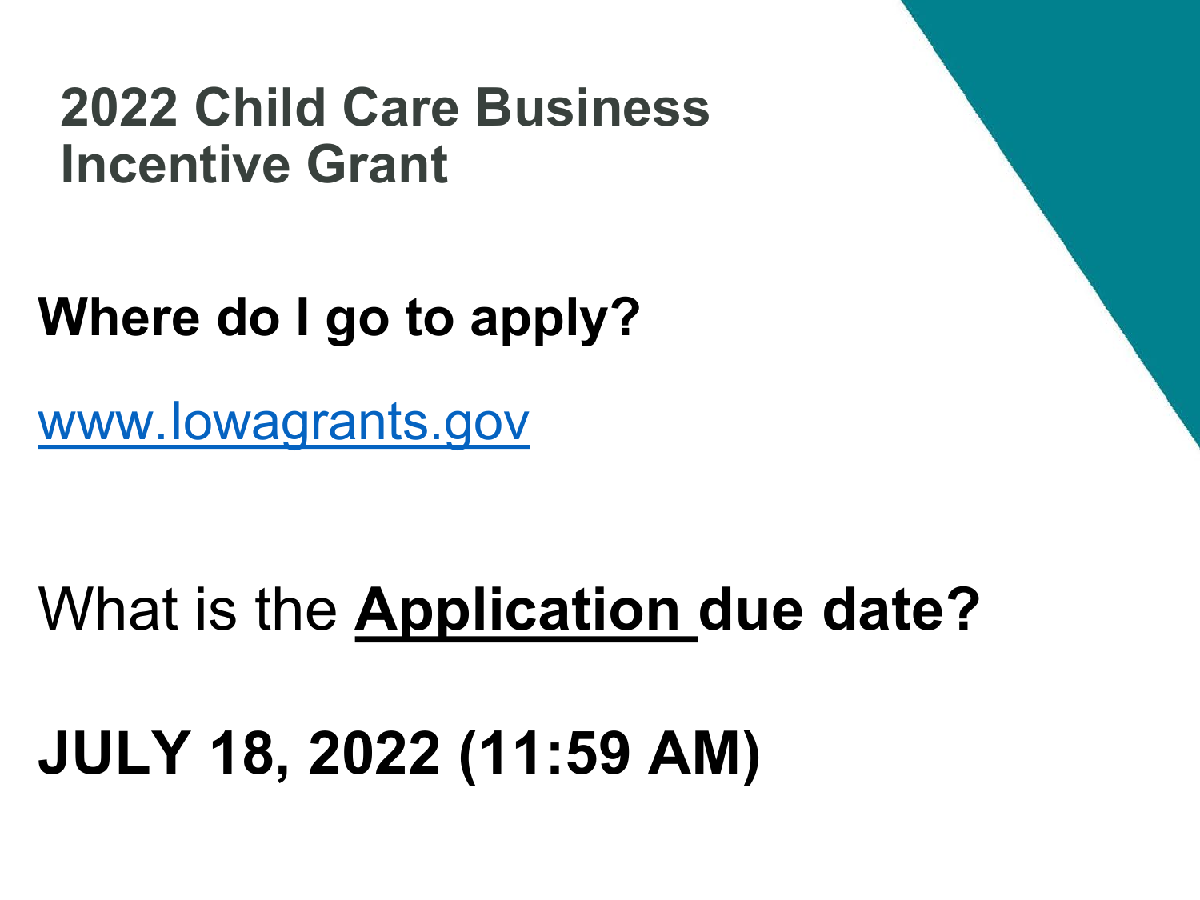# 2022 Child Care Business Incentive Grant

**Where do I go to apply?**

[www.Iowagrants.gov](http://www.Iowagrants.gov)

What is the **Application due date?**

**JULY 18, 2022 (11:59 AM)**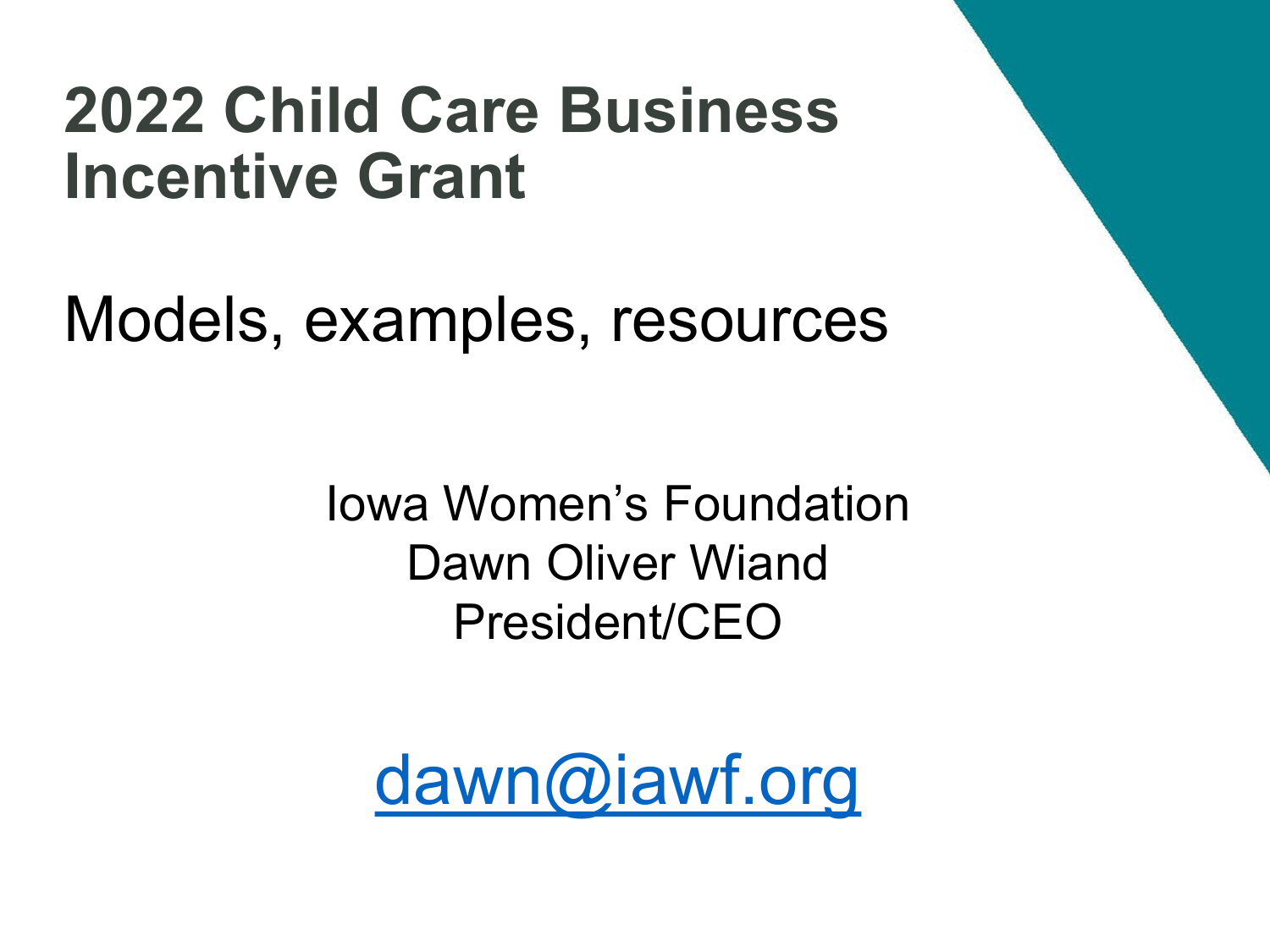# 2022 Child Care Business Incentive Grant

## Models, examples, resources

Iowa Women's Foundation
Dawn Oliver Wiand
President/CEO

dawn@iawf.org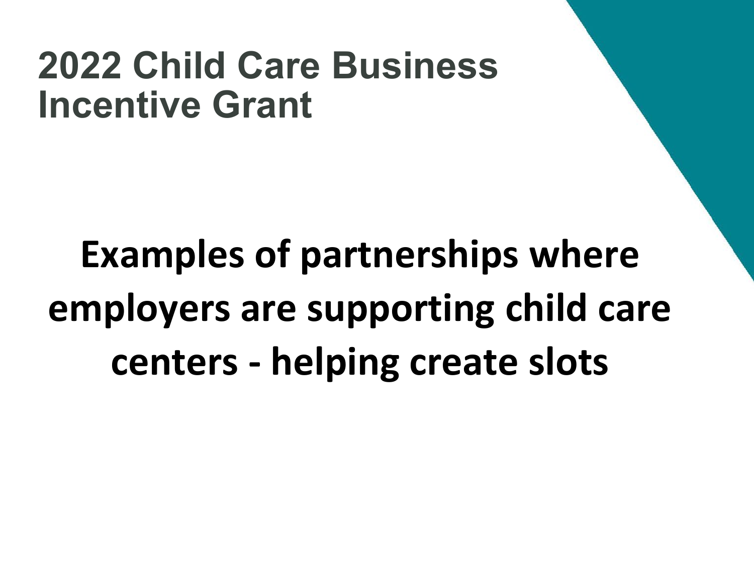# 2022 Child Care Business Incentive Grant

**Examples of partnerships where employers are supporting child care centers - helping create slots**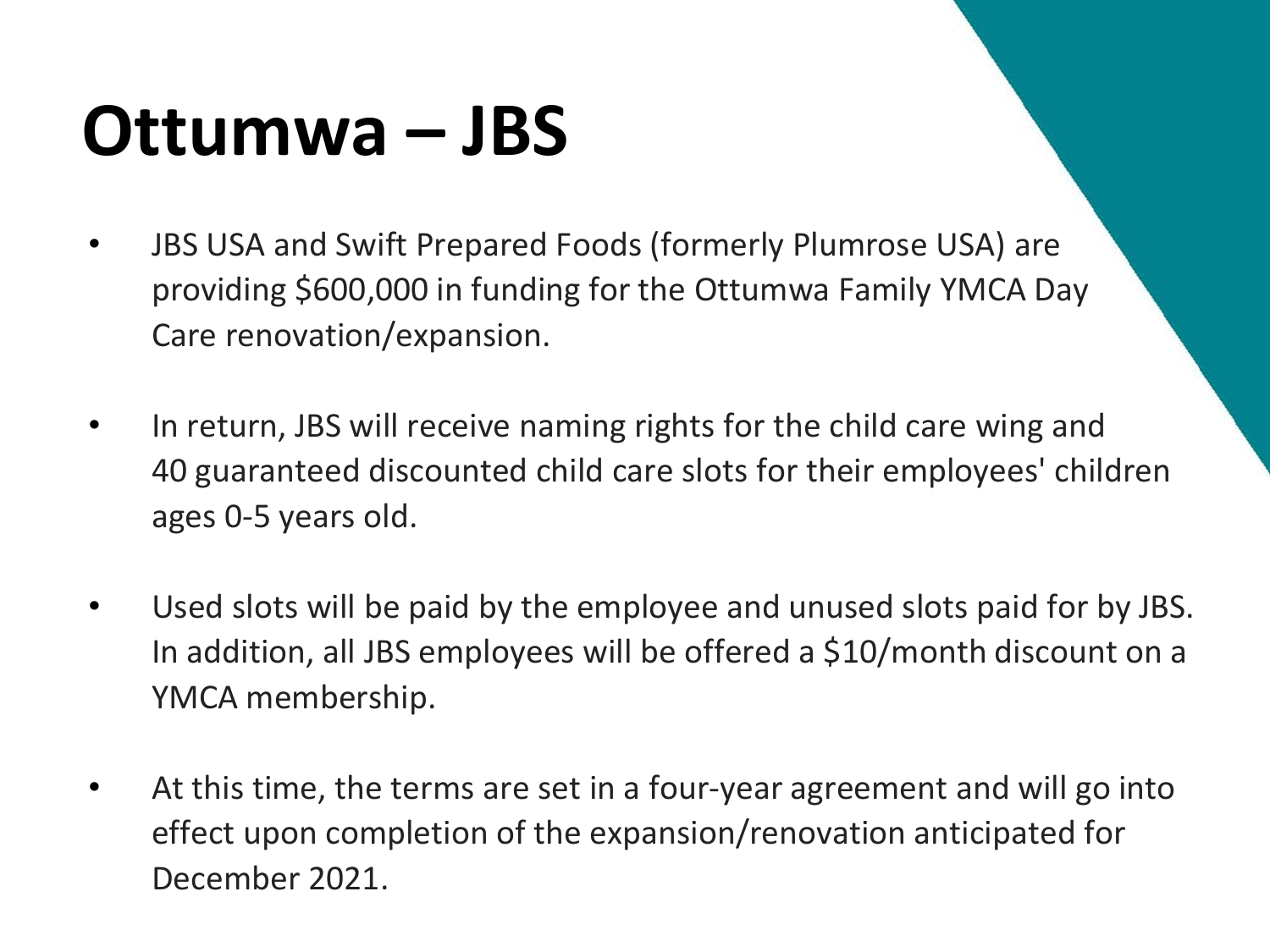# Ottumwa – JBS

- JBS USA and Swift Prepared Foods (formerly Plumrose USA) are providing $600,000 in funding for the Ottumwa Family YMCA Day Care renovation/expansion.
- In return, JBS will receive naming rights for the child care wing and 40 guaranteed discounted child care slots for their employees' children ages 0-5 years old.
- Used slots will be paid by the employee and unused slots paid for by JBS. In addition, all JBS employees will be offered a $10/month discount on a YMCA membership.
- At this time, the terms are set in a four-year agreement and will go into effect upon completion of the expansion/renovation anticipated for December 2021.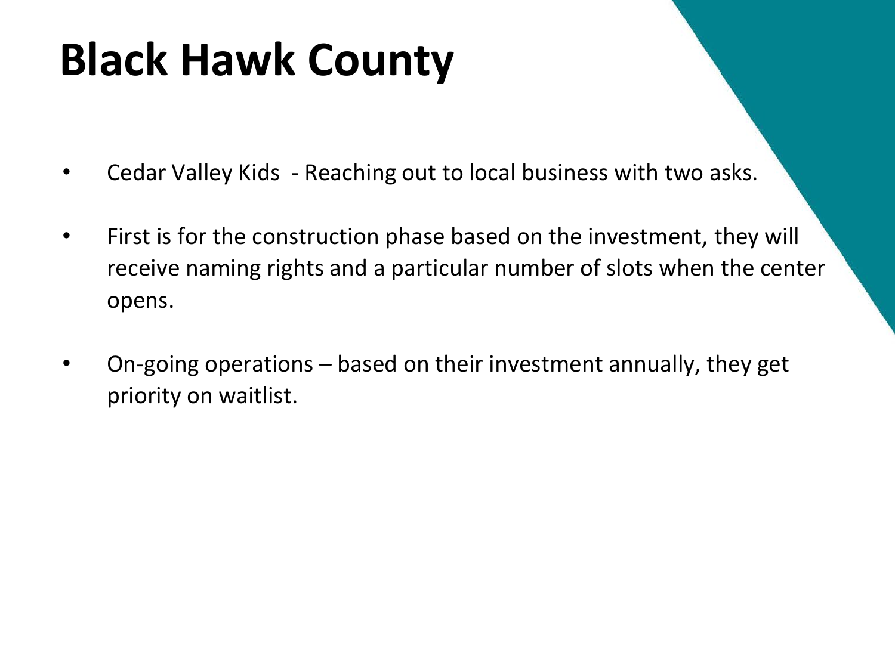# Black Hawk County

- Cedar Valley Kids - Reaching out to local business with two asks.
- First is for the construction phase based on the investment, they will receive naming rights and a particular number of slots when the center opens.
- On-going operations – based on their investment annually, they get priority on waitlist.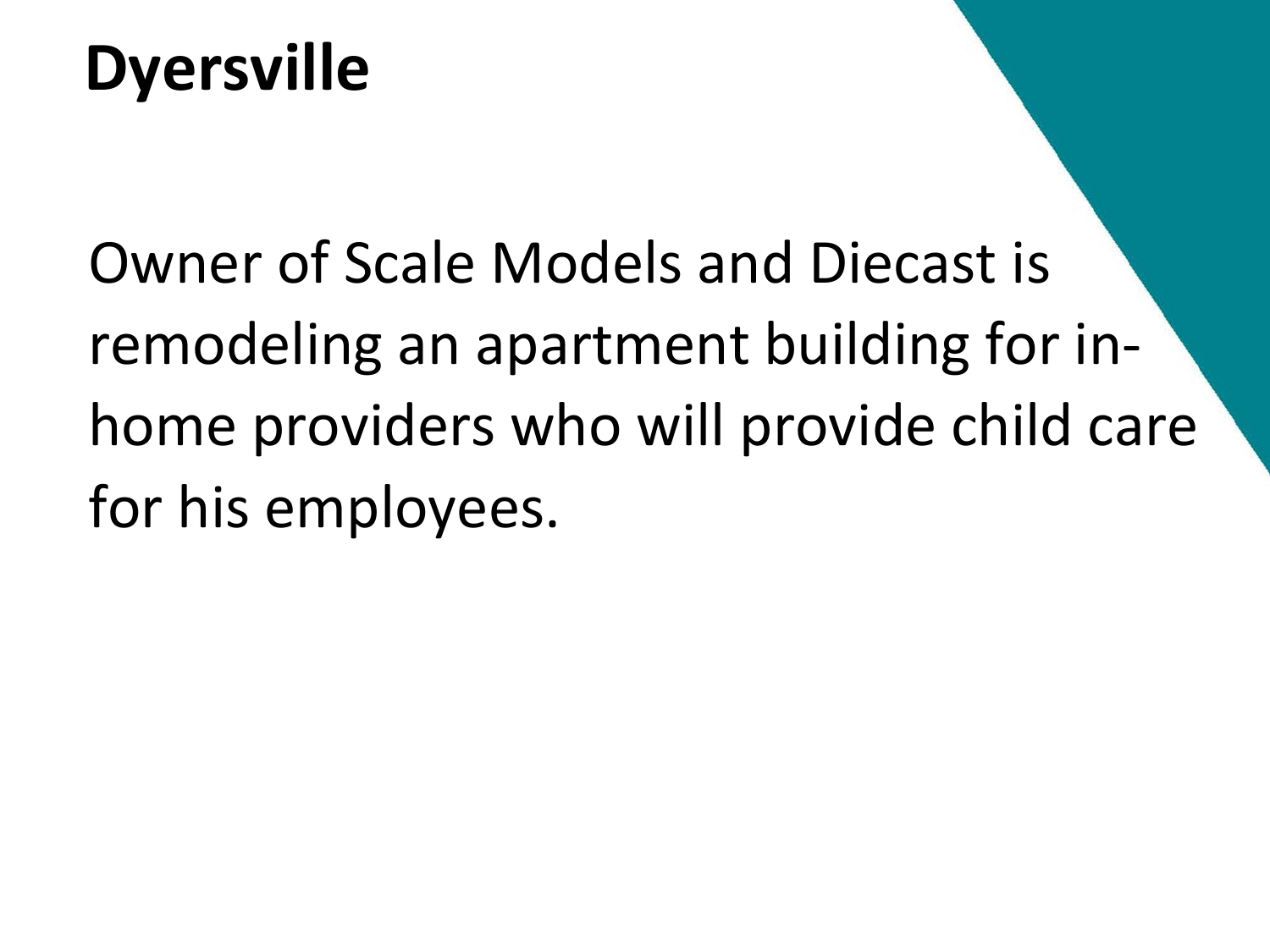# Dyersville

Owner of Scale Models and Diecast is remodeling an apartment building for in-home providers who will provide child care for his employees.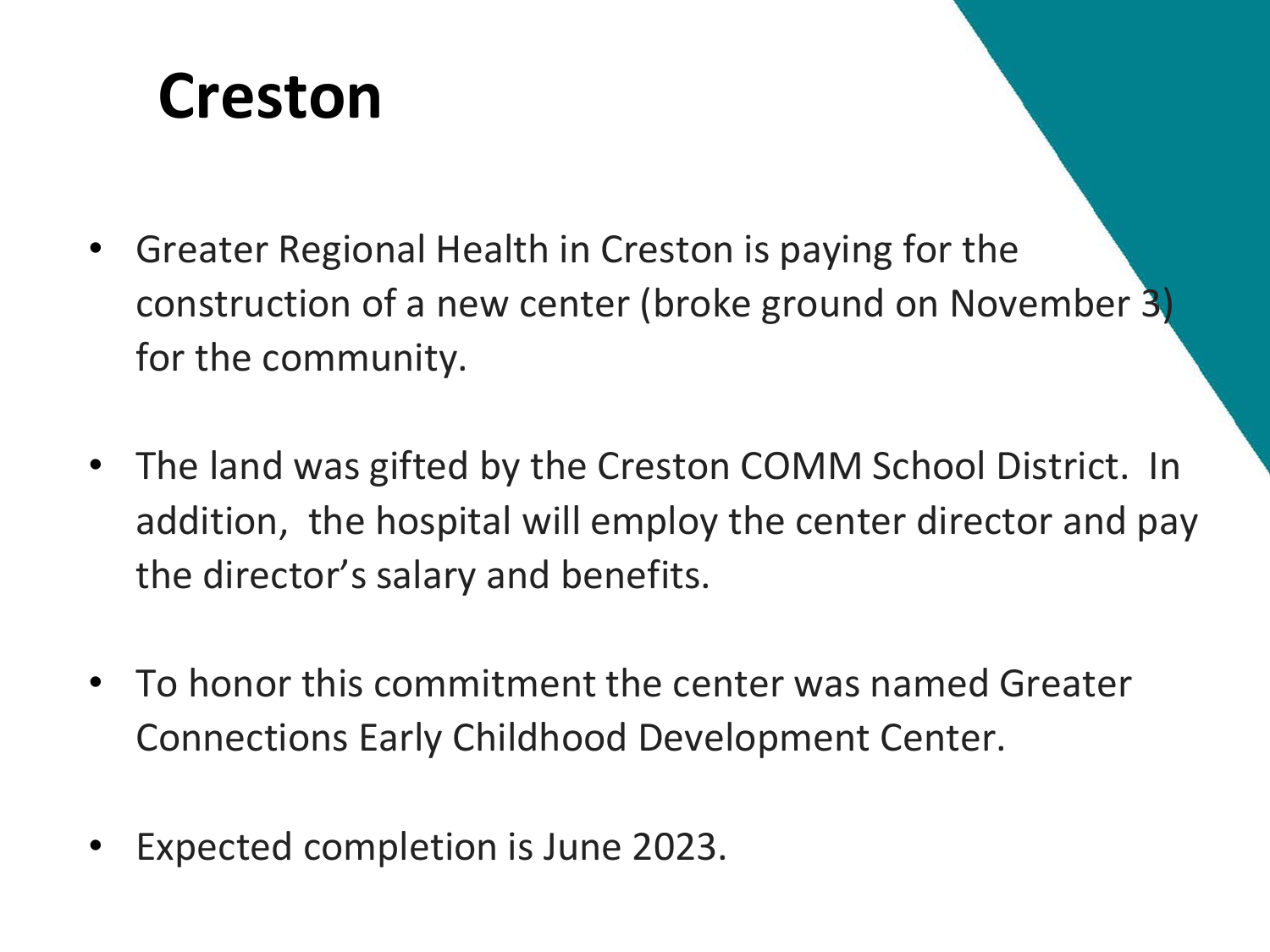# Creston

- Greater Regional Health in Creston is paying for the construction of a new center (broke ground on November 3) for the community.
- The land was gifted by the Creston COMM School District. In addition, the hospital will employ the center director and pay the director's salary and benefits.
- To honor this commitment the center was named Greater Connections Early Childhood Development Center.
- Expected completion is June 2023.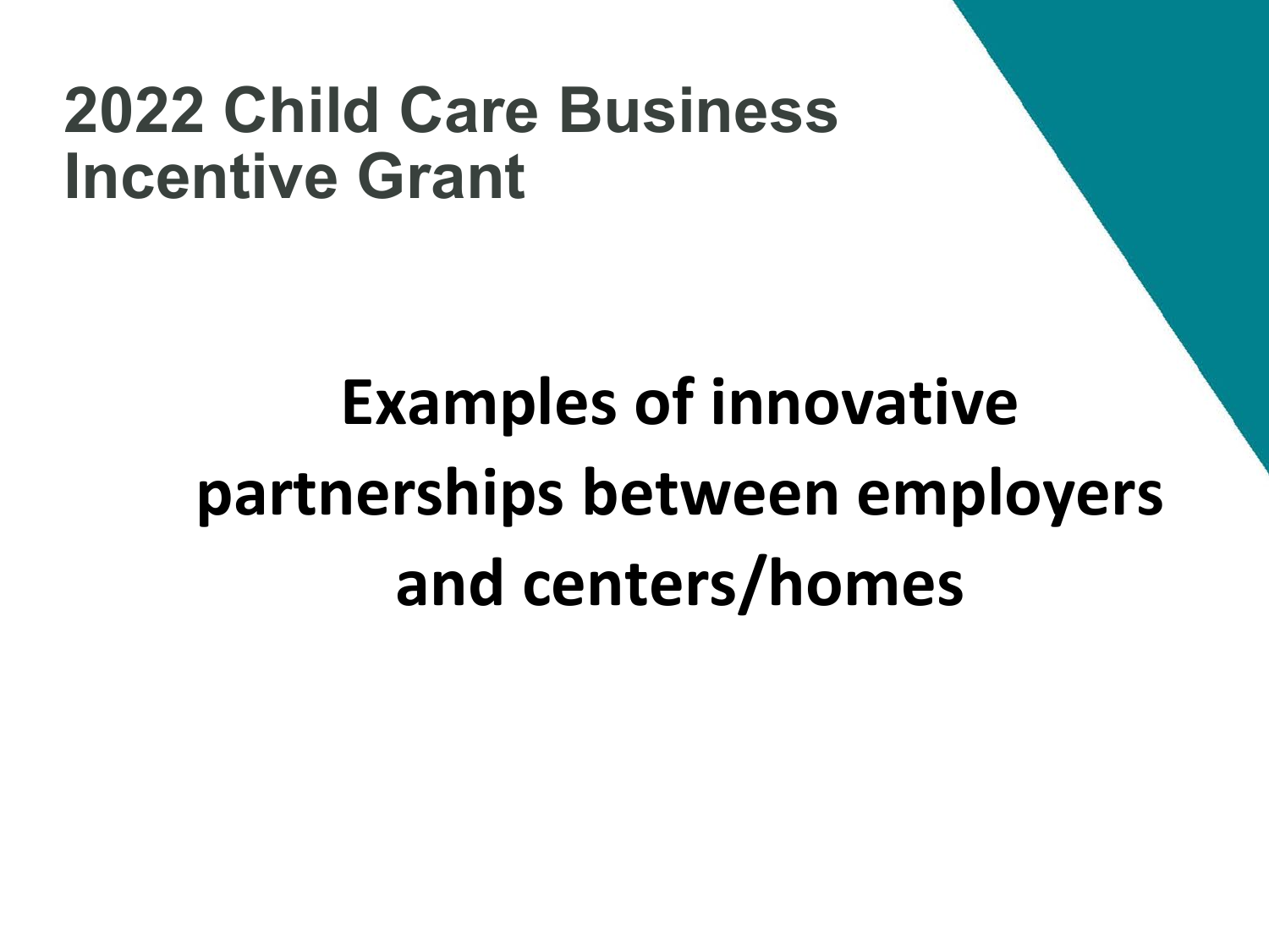# 2022 Child Care Business Incentive Grant

## Examples of innovative partnerships between employers and centers/homes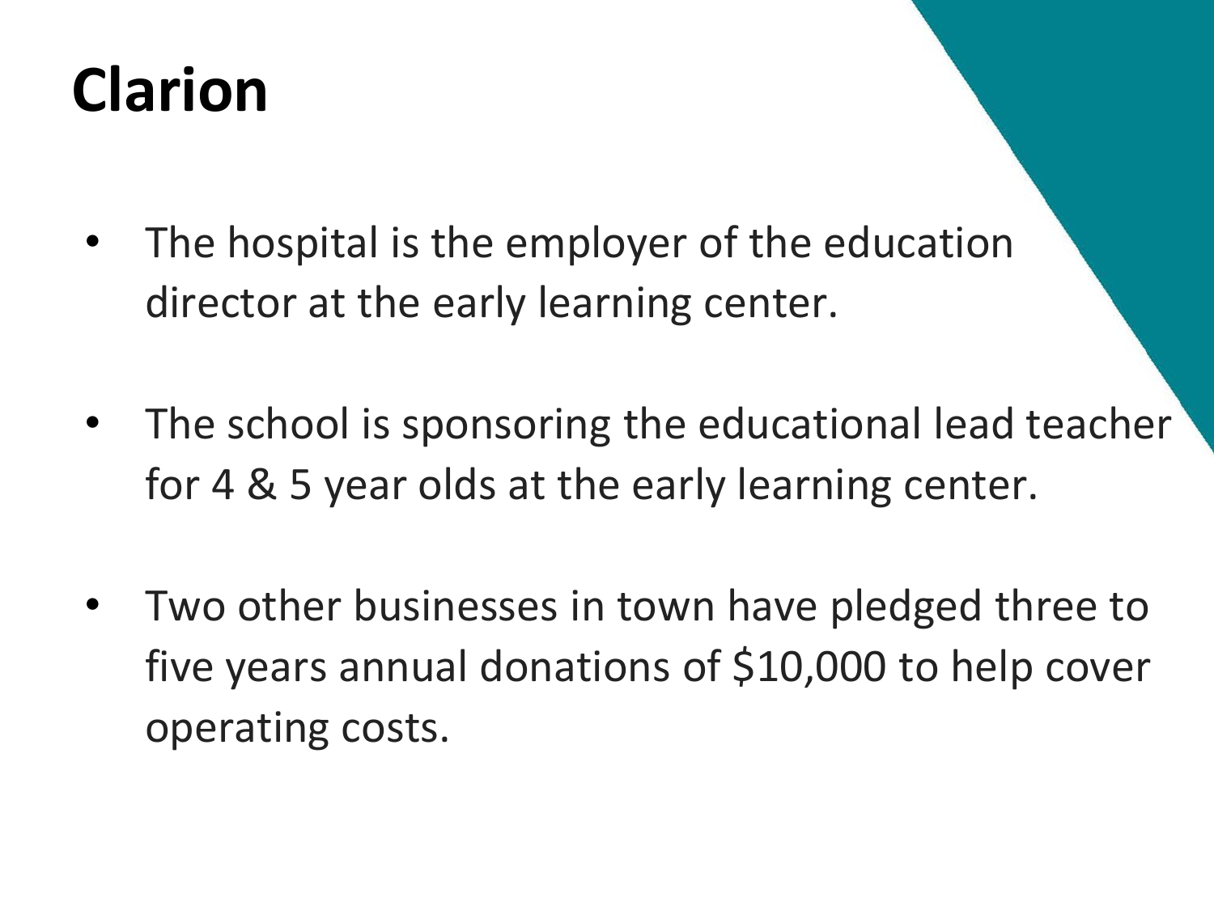# Clarion

- The hospital is the employer of the education director at the early learning center.
- The school is sponsoring the educational lead teacher for 4 & 5 year olds at the early learning center.
- Two other businesses in town have pledged three to five years annual donations of $10,000 to help cover operating costs.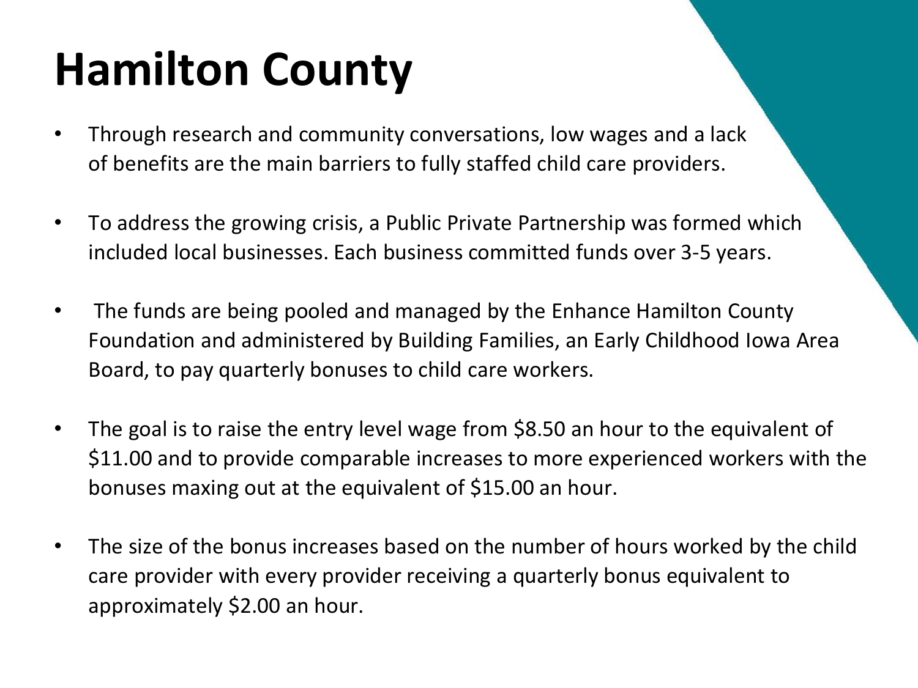# Hamilton County

- Through research and community conversations, low wages and a lack of benefits are the main barriers to fully staffed child care providers.
- To address the growing crisis, a Public Private Partnership was formed which included local businesses. Each business committed funds over 3-5 years.
- The funds are being pooled and managed by the Enhance Hamilton County Foundation and administered by Building Families, an Early Childhood Iowa Area Board, to pay quarterly bonuses to child care workers.
- The goal is to raise the entry level wage from $8.50 an hour to the equivalent of $11.00 and to provide comparable increases to more experienced workers with the bonuses maxing out at the equivalent of $15.00 an hour.
- The size of the bonus increases based on the number of hours worked by the child care provider with every provider receiving a quarterly bonus equivalent to approximately $2.00 an hour.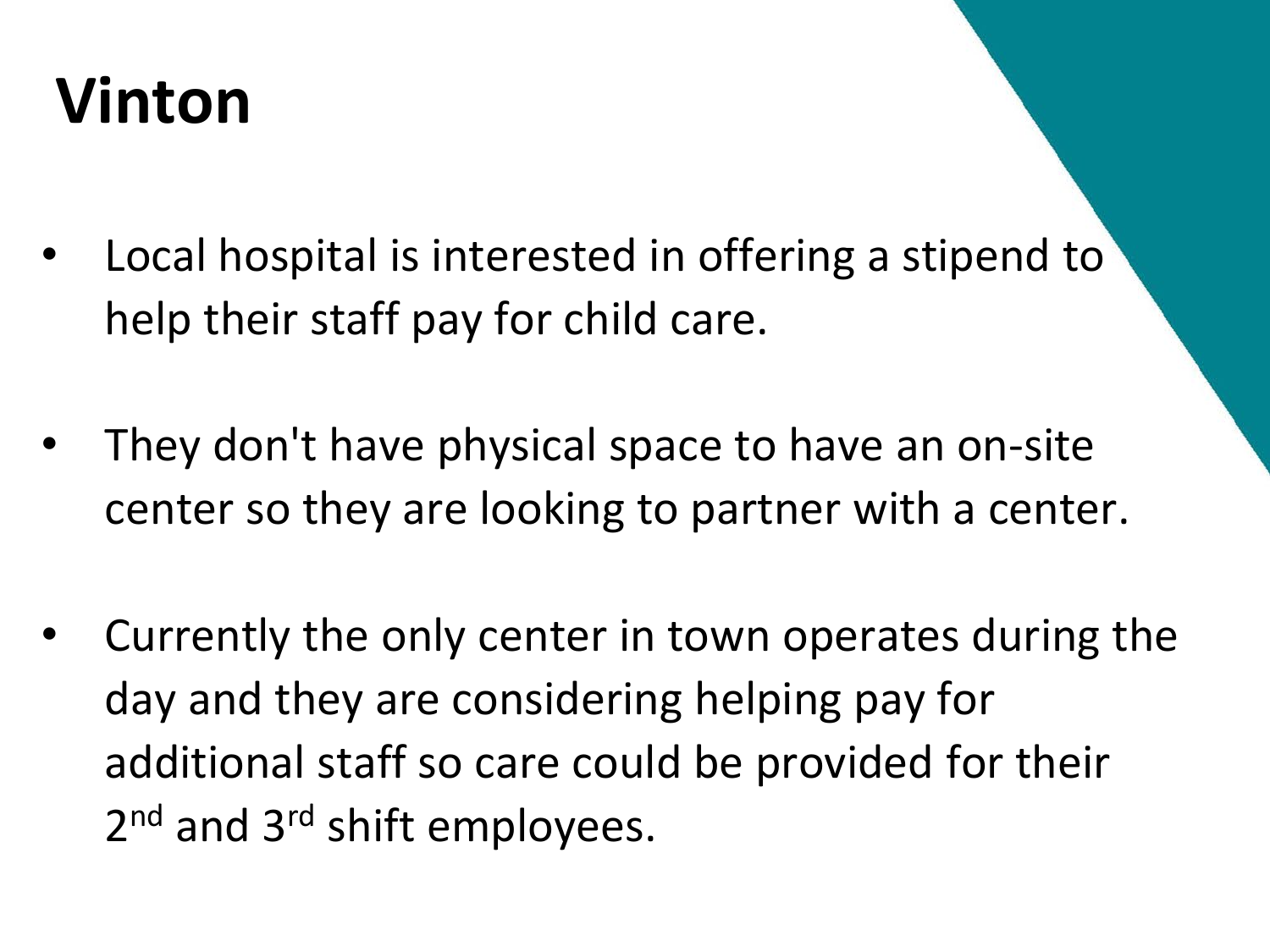# Vinton

- Local hospital is interested in offering a stipend to help their staff pay for child care.

- They don't have physical space to have an on-site center so they are looking to partner with a center.

- Currently the only center in town operates during the day and they are considering helping pay for additional staff so care could be provided for their 2nd and 3rd shift employees.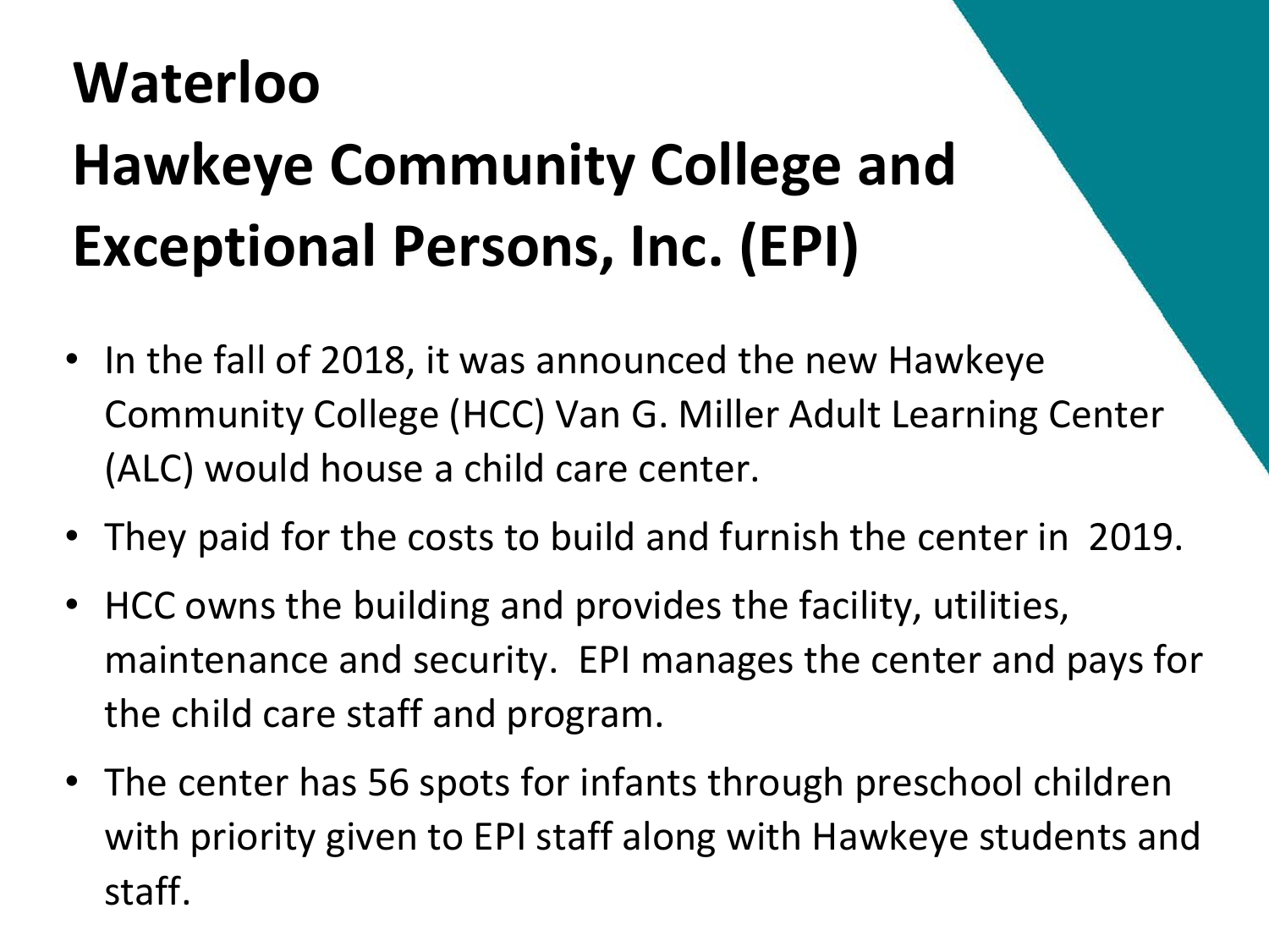# Waterloo
# Hawkeye Community College and Exceptional Persons, Inc. (EPI)

- In the fall of 2018, it was announced the new Hawkeye Community College (HCC) Van G. Miller Adult Learning Center (ALC) would house a child care center.
- They paid for the costs to build and furnish the center in 2019.
- HCC owns the building and provides the facility, utilities, maintenance and security. EPI manages the center and pays for the child care staff and program.
- The center has 56 spots for infants through preschool children with priority given to EPI staff along with Hawkeye students and staff.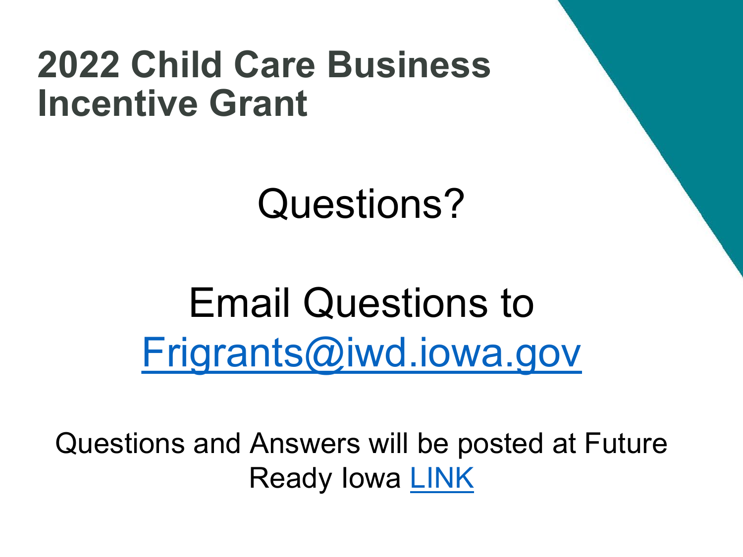# 2022 Child Care Business Incentive Grant

Questions?

Email Questions to
Frigrants@iwd.iowa.gov

Questions and Answers will be posted at Future Ready Iowa LINK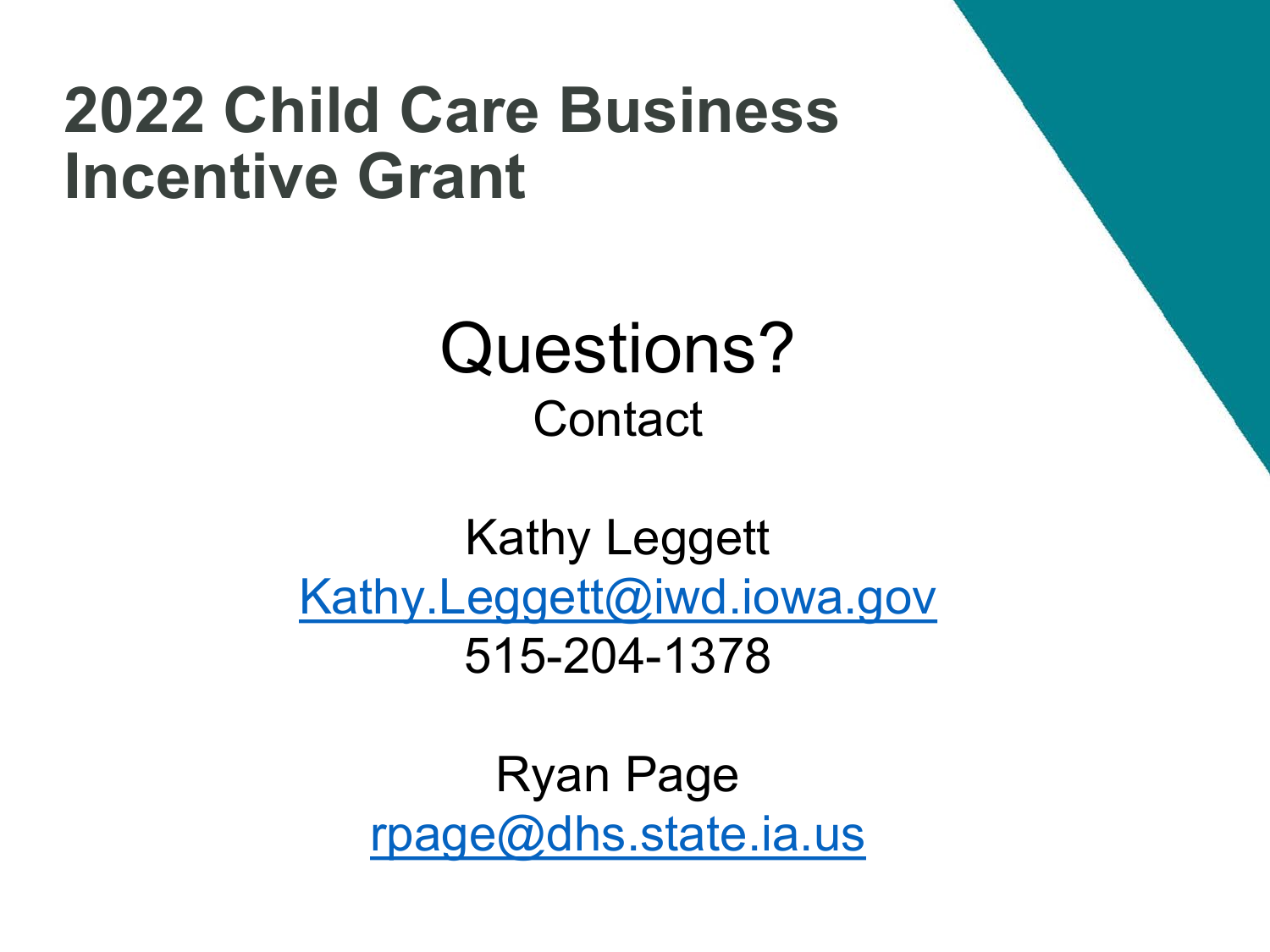# 2022 Child Care Business Incentive Grant

## Questions?

Contact

Kathy Leggett
[Kathy.Leggett@iwd.iowa.gov](mailto:Kathy.Leggett@iwd.iowa.gov)
515-204-1378

Ryan Page
[rpage@dhs.state.ia.us](mailto:rpage@dhs.state.ia.us)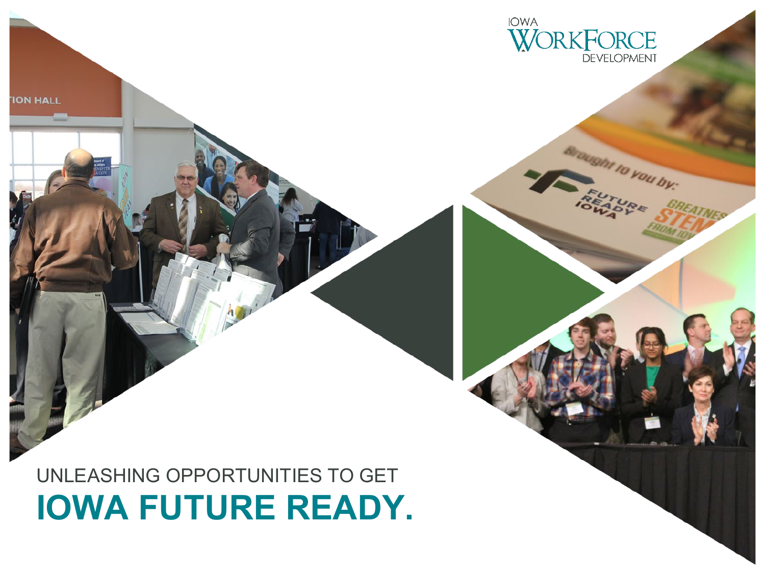IOWA WORKFORCE DEVELOPMENT

UNLEASHING OPPORTUNITIES TO GET

# IOWA FUTURE READY.